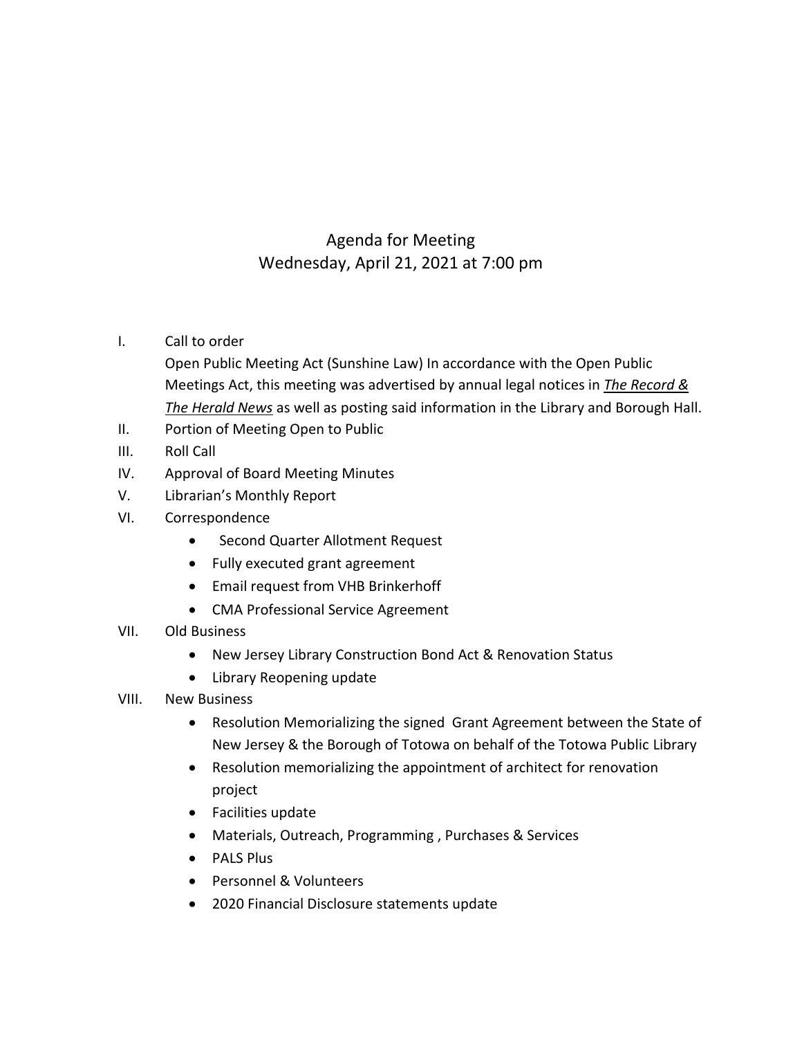# Agenda for Meeting
## Wednesday, April 21, 2021 at 7:00 pm

I. Call to order

Open Public Meeting Act (Sunshine Law) In accordance with the Open Public Meetings Act, this meeting was advertised by annual legal notices in ***The Record & The Herald News*** as well as posting said information in the Library and Borough Hall.

II. Portion of Meeting Open to Public

III. Roll Call

IV. Approval of Board Meeting Minutes

V. Librarian's Monthly Report

VI. Correspondence
- Second Quarter Allotment Request
- Fully executed grant agreement
- Email request from VHB Brinkerhoff
- CMA Professional Service Agreement

VII. Old Business
- New Jersey Library Construction Bond Act & Renovation Status
- Library Reopening update

VIII. New Business
- Resolution Memorializing the signed Grant Agreement between the State of New Jersey & the Borough of Totowa on behalf of the Totowa Public Library
- Resolution memorializing the appointment of architect for renovation project
- Facilities update
- Materials, Outreach, Programming , Purchases & Services
- PALS Plus
- Personnel & Volunteers
- 2020 Financial Disclosure statements update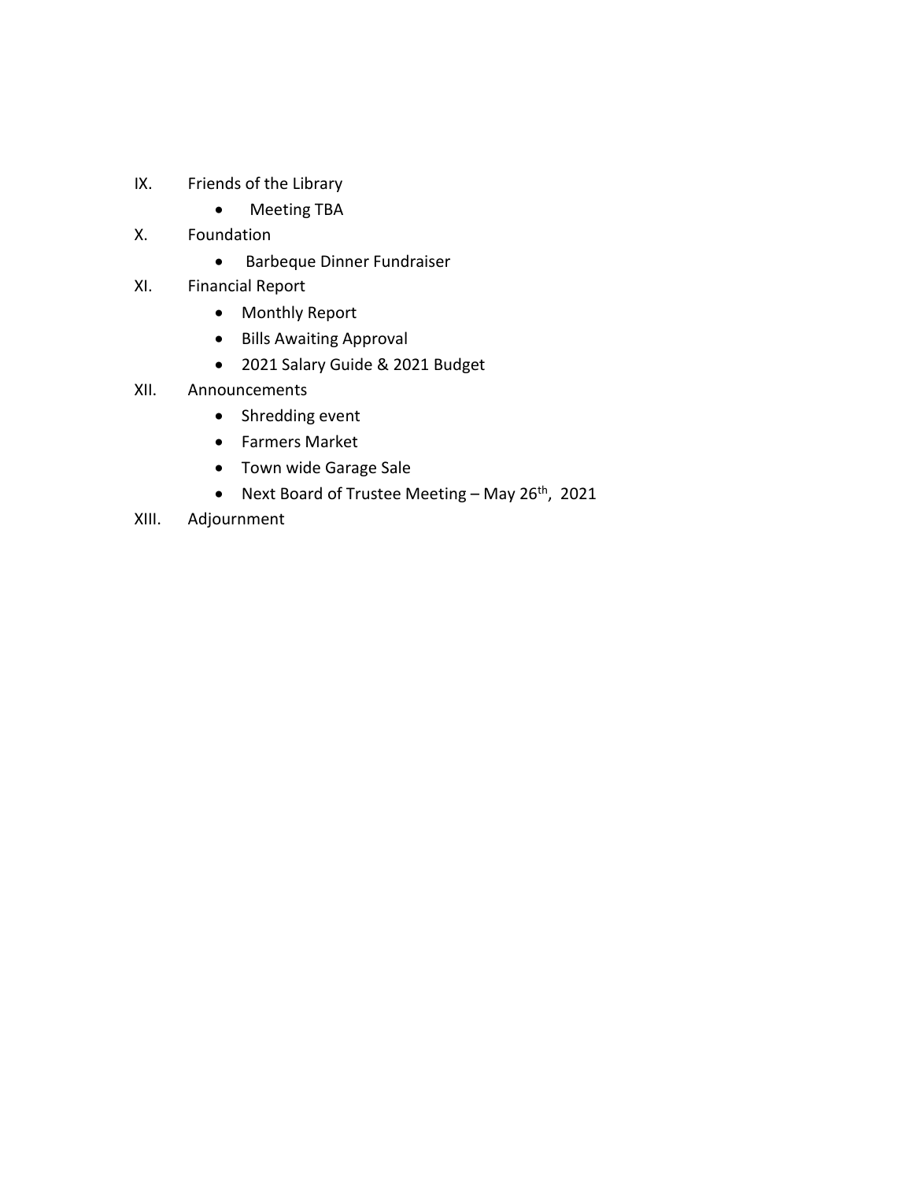IX. Friends of the Library
- Meeting TBA

X. Foundation
- Barbeque Dinner Fundraiser

XI. Financial Report
- Monthly Report
- Bills Awaiting Approval
- 2021 Salary Guide & 2021 Budget

XII. Announcements
- Shredding event
- Farmers Market
- Town wide Garage Sale
- Next Board of Trustee Meeting – May 26th, 2021

XIII. Adjournment